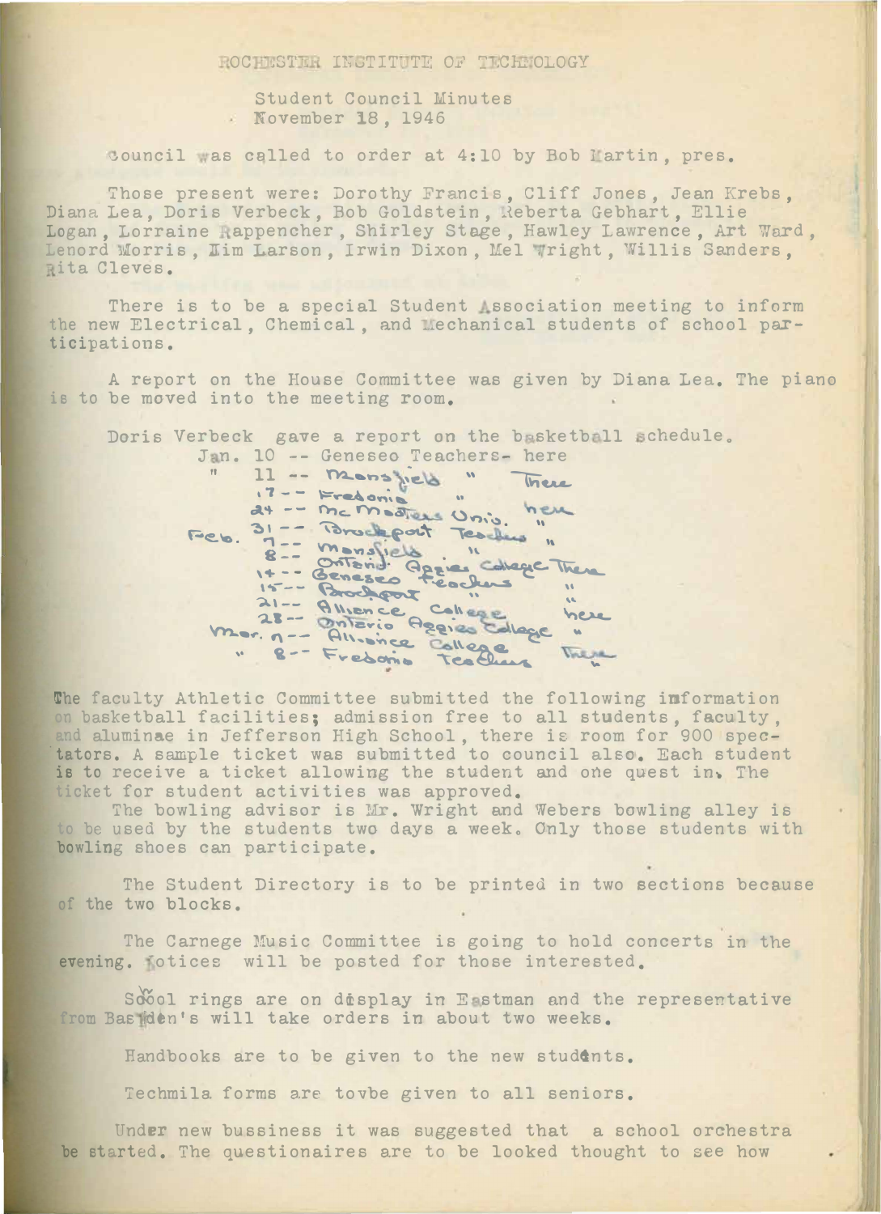ROCHESTER INSTITUTE OF TECHNOLOGY

Student Council Minutes
November 18, 1946

Council was called to order at 4:10 by Bob Martin, pres.

Those present were: Dorothy Francis, Cliff Jones, Jean Krebs, Diana Lea, Doris Verbeck, Bob Goldstein, Reberta Gebhart, Ellie Logan, Lorraine Rappencher, Shirley Stage, Hawley Lawrence, Art Ward, Lenord Morris, Kim Larson, Irwin Dixon, Mel Wright, Willis Sanders, Rita Cleves.

There is to be a special Student Association meeting to inform the new Electrical, Chemical, and Mechanical students of school participations.

A report on the House Committee was given by Diana Lea. The piano is to be moved into the meeting room.

Doris Verbeck gave a report on the basketball schedule.

Jan. 10 -- Geneseo Teachers- here
" 11 -- Mansfield " There
17 -- Fredonia "
24 -- McMasters Univ. here
31 -- Brockport Teachers "
Feb. 7 -- Mansfield "
8 -- Ontario Aggies College There
14 -- Geneseo Teachers "
15 -- Brockport "
21 -- Allience College here
28 -- Ontario Aggies College "
Mar. 7 -- Allience College
" 8 -- Fredonia Teachers There

The faculty Athletic Committee submitted the following information on basketball facilities; admission free to all students, faculty, and aluminae in Jefferson High School, there is room for 900 spectators. A sample ticket was submitted to council also. Each student is to receive a ticket allowing the student and one quest in. The ticket for student activities was approved.

The bowling advisor is Mr. Wright and Webers bowling alley is to be used by the students two days a week. Only those students with bowling shoes can participate.

The Student Directory is to be printed in two sections because of the two blocks.

The Carnege Music Committee is going to hold concerts in the evening. Notices will be posted for those interested.

School rings are on display in Eastman and the representative from Basfden's will take orders in about two weeks.

Handbooks are to be given to the new students.

Techmila forms are tovbe given to all seniors.

Under new bussiness it was suggested that a school orchestra be started. The questionaires are to be looked thought to see how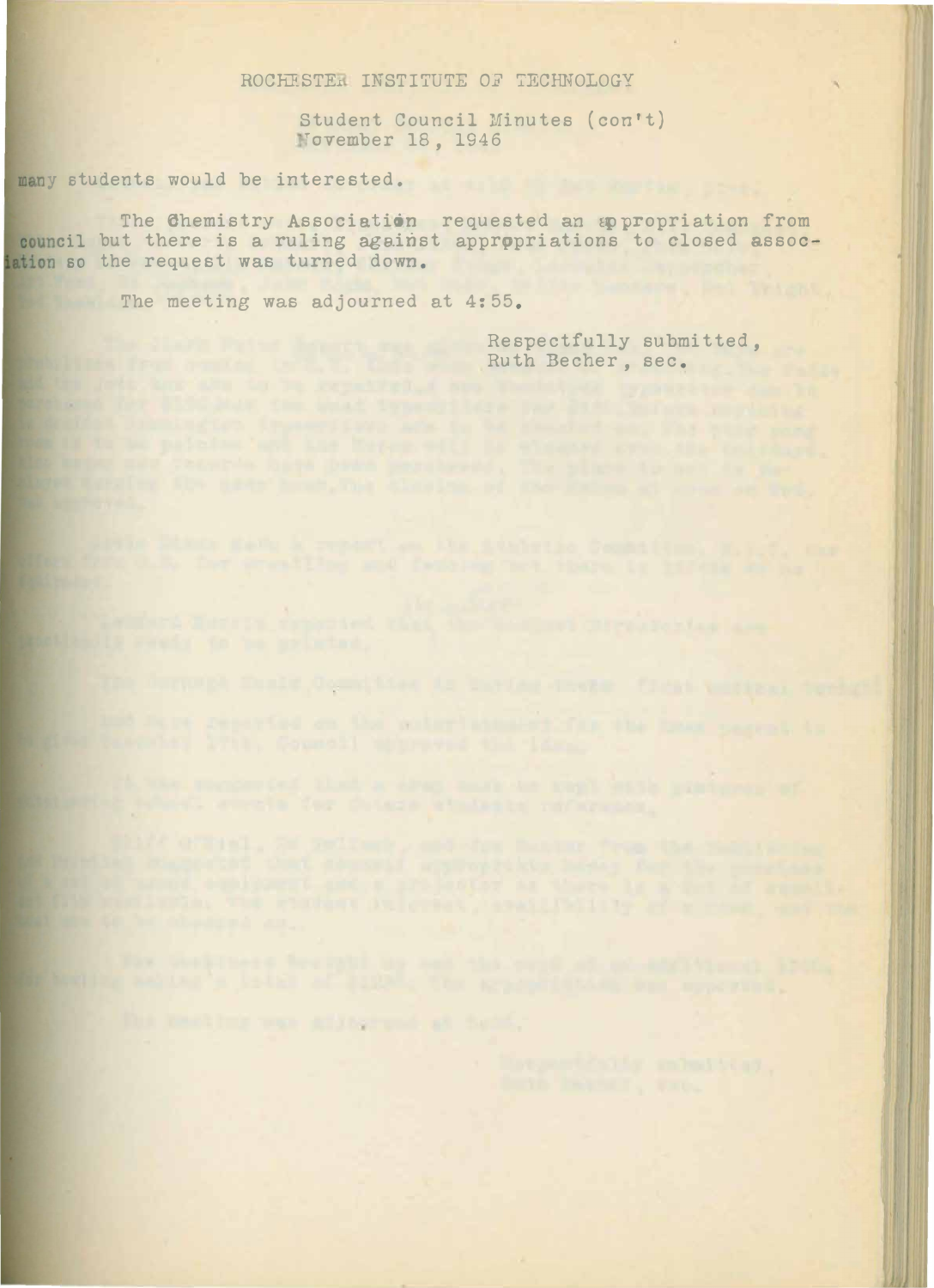ROCHESTER INSTITUTE OF TECHNOLOGY

Student Council Minutes (con't)
November 18, 1946

many students would be interested.

The Chemistry Association requested an appropriation from council but there is a ruling against appropriations to closed association so the request was turned down.

The meeting was adjourned at 4:55.

Respectfully submitted,
Ruth Becher, sec.